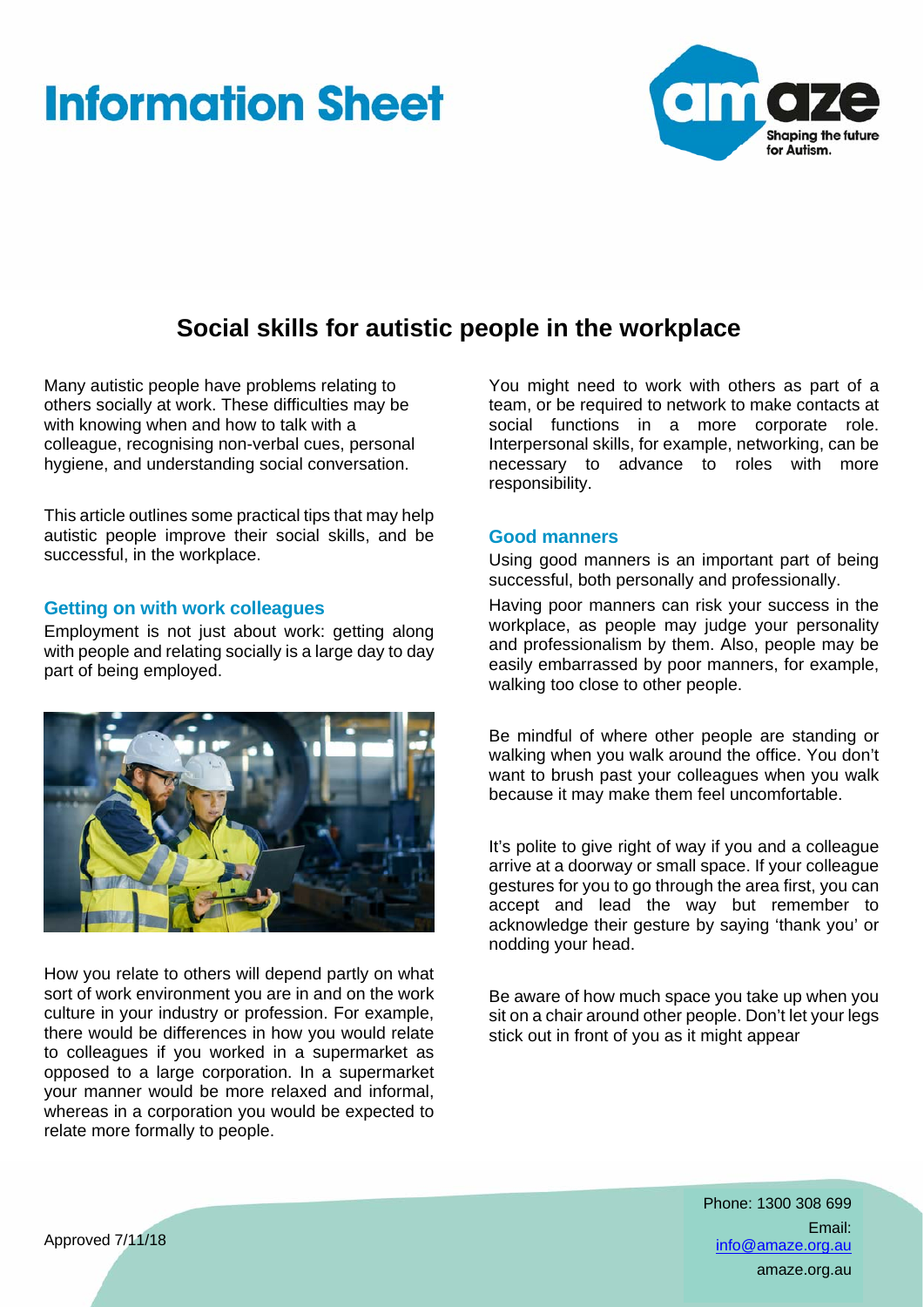# Information Sheet

## Social skills for autistic people in the workplace

Many autistic people have problems relating to others socially at work. These difficulties may be with knowing when and how to talk with a colleague, recognising non-verbal cues, personal hygiene, and understanding social conversation.

This article outlines some practical tips that may help autistic people improve their social skills, and be successful, in the workplace.

### Getting on with work colleagues

Employment is not just about work: getting along with people and relating socially is a large day to day part of being employed.

How you relate to others will depend partly on what sort of work environment you are in and on the work culture in your industry or profession. For example, there would be differences in how you would relate to colleagues if you worked in a supermarket as opposed to a large corporation. In a supermarket your manner would be more relaxed and informal, whereas in a corporation you would be expected to relate more formally to people.

You might need to work with others as part of a team, or be required to network to make contacts at social functions in a more corporate role. Interpersonal skills, for example, networking, can be necessary to advance to roles with more responsibility.

### Good manners

Using good manners is an important part of being successful, both personally and professionally.

Having poor manners can risk your success in the workplace, as people may judge your personality and professionalism by them. Also, people may be easily embarrassed by poor manners, for example, walking too close to other people.

Be mindful of where other people are standing or walking when you walk around the office. You don't want to brush past your colleagues when you walk because it may make them feel uncomfortable.

It's polite to give right of way if you and a colleague arrive at a doorway or small space. If your colleague gestures for you to go through the area first, you can accept and lead the way but remember to acknowledge their gesture by saying 'thank you' or nodding your head.

Be aware of how much space you take up when you sit on a chair around other people. Don't let your legs stick out in front of you as it might appear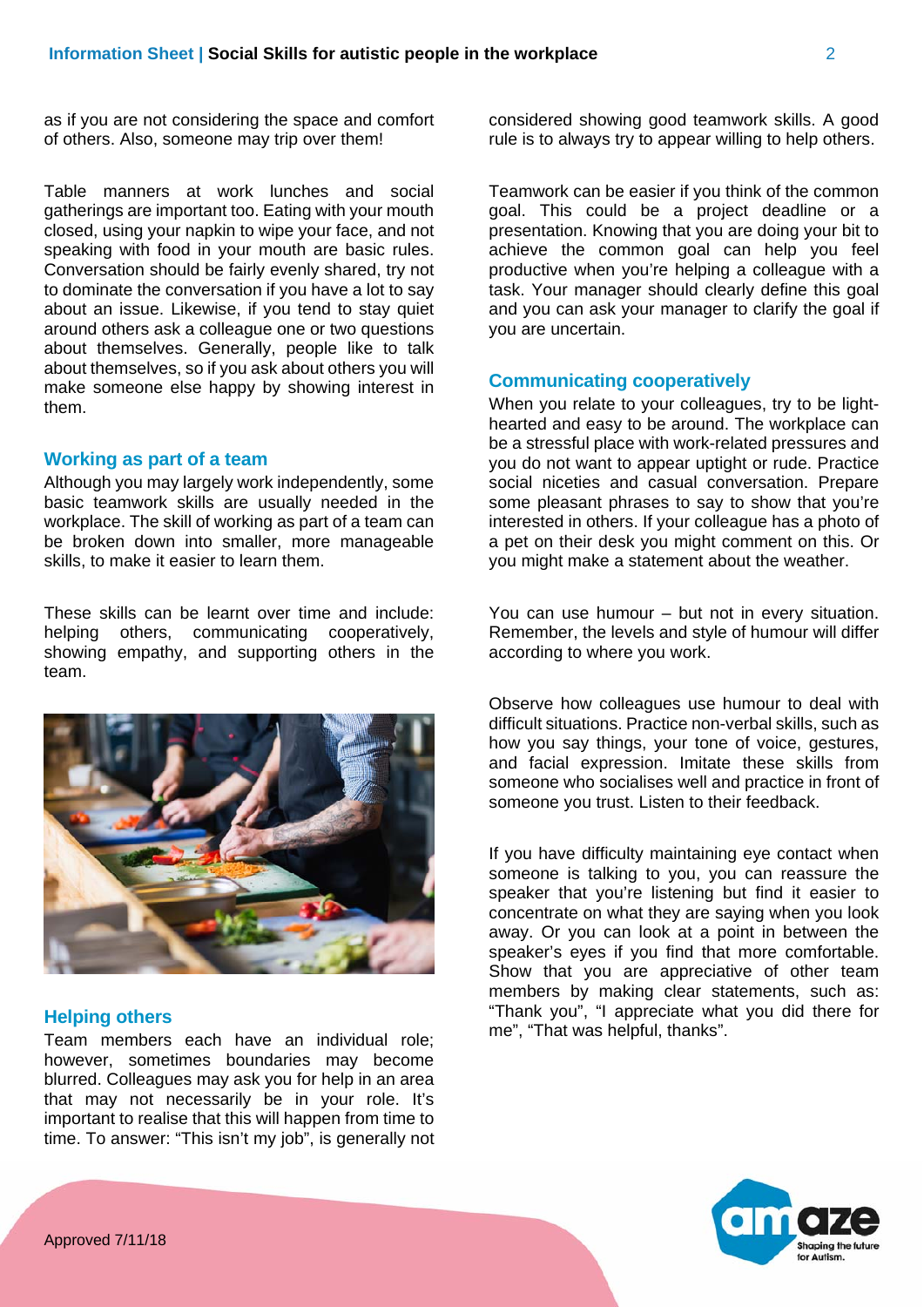as if you are not considering the space and comfort of others. Also, someone may trip over them!

Table manners at work lunches and social gatherings are important too. Eating with your mouth closed, using your napkin to wipe your face, and not speaking with food in your mouth are basic rules. Conversation should be fairly evenly shared, try not to dominate the conversation if you have a lot to say about an issue. Likewise, if you tend to stay quiet around others ask a colleague one or two questions about themselves. Generally, people like to talk about themselves, so if you ask about others you will make someone else happy by showing interest in them.

## Working as part of a team

Although you may largely work independently, some basic teamwork skills are usually needed in the workplace. The skill of working as part of a team can be broken down into smaller, more manageable skills, to make it easier to learn them.

These skills can be learnt over time and include: helping others, communicating cooperatively, showing empathy, and supporting others in the team.

## Helping others

Team members each have an individual role; however, sometimes boundaries may become blurred. Colleagues may ask you for help in an area that may not necessarily be in your role. It's important to realise that this will happen from time to time. To answer: "This isn't my job", is generally not considered showing good teamwork skills. A good rule is to always try to appear willing to help others.

Teamwork can be easier if you think of the common goal. This could be a project deadline or a presentation. Knowing that you are doing your bit to achieve the common goal can help you feel productive when you're helping a colleague with a task. Your manager should clearly define this goal and you can ask your manager to clarify the goal if you are uncertain.

## Communicating cooperatively

When you relate to your colleagues, try to be light-hearted and easy to be around. The workplace can be a stressful place with work-related pressures and you do not want to appear uptight or rude. Practice social niceties and casual conversation. Prepare some pleasant phrases to say to show that you're interested in others. If your colleague has a photo of a pet on their desk you might comment on this. Or you might make a statement about the weather.

You can use humour – but not in every situation. Remember, the levels and style of humour will differ according to where you work.

Observe how colleagues use humour to deal with difficult situations. Practice non-verbal skills, such as how you say things, your tone of voice, gestures, and facial expression. Imitate these skills from someone who socialises well and practice in front of someone you trust. Listen to their feedback.

If you have difficulty maintaining eye contact when someone is talking to you, you can reassure the speaker that you're listening but find it easier to concentrate on what they are saying when you look away. Or you can look at a point in between the speaker's eyes if you find that more comfortable. Show that you are appreciative of other team members by making clear statements, such as: "Thank you", "I appreciate what you did there for me", "That was helpful, thanks".

Approved 7/11/18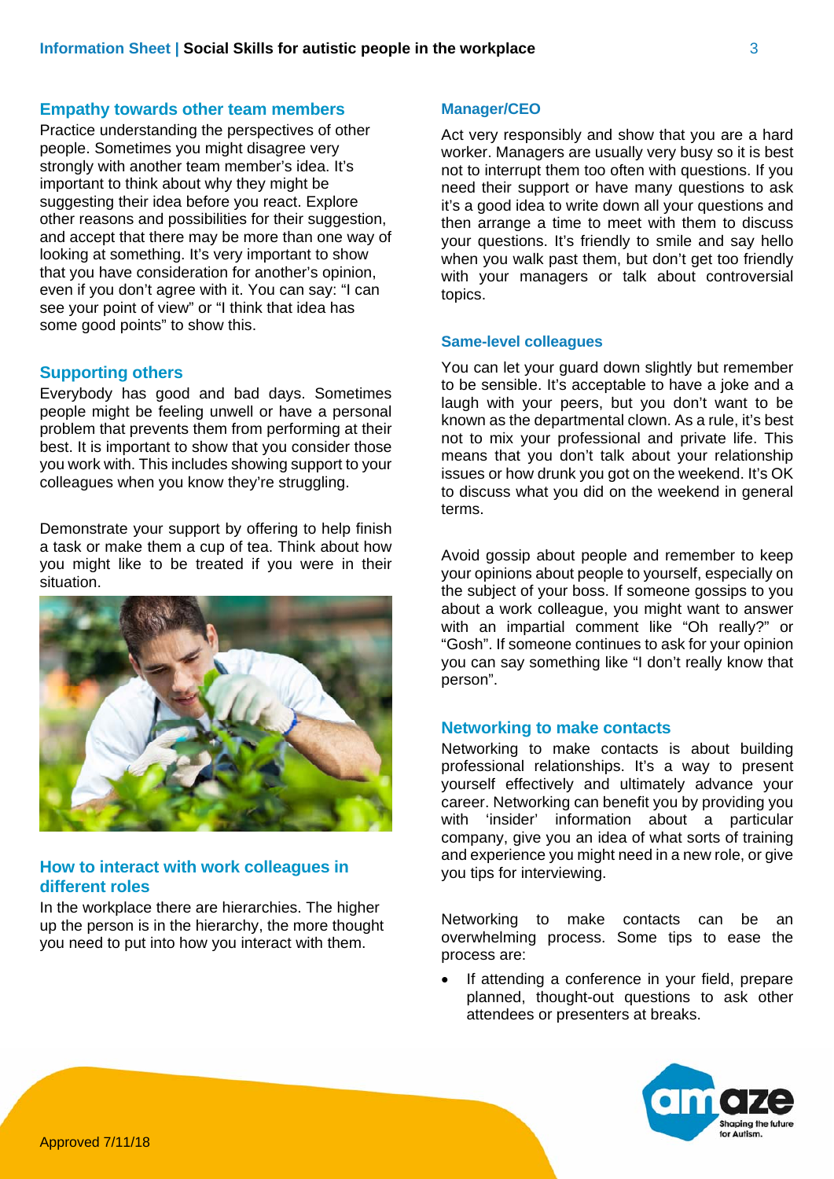## Empathy towards other team members

Practice understanding the perspectives of other people. Sometimes you might disagree very strongly with another team member's idea. It's important to think about why they might be suggesting their idea before you react. Explore other reasons and possibilities for their suggestion, and accept that there may be more than one way of looking at something. It's very important to show that you have consideration for another's opinion, even if you don't agree with it. You can say: "I can see your point of view" or "I think that idea has some good points" to show this.

## Supporting others

Everybody has good and bad days. Sometimes people might be feeling unwell or have a personal problem that prevents them from performing at their best. It is important to show that you consider those you work with. This includes showing support to your colleagues when you know they're struggling.

Demonstrate your support by offering to help finish a task or make them a cup of tea. Think about how you might like to be treated if you were in their situation.

## How to interact with work colleagues in different roles

In the workplace there are hierarchies. The higher up the person is in the hierarchy, the more thought you need to put into how you interact with them.

### Manager/CEO

Act very responsibly and show that you are a hard worker. Managers are usually very busy so it is best not to interrupt them too often with questions. If you need their support or have many questions to ask it's a good idea to write down all your questions and then arrange a time to meet with them to discuss your questions. It's friendly to smile and say hello when you walk past them, but don't get too friendly with your managers or talk about controversial topics.

### Same-level colleagues

You can let your guard down slightly but remember to be sensible. It's acceptable to have a joke and a laugh with your peers, but you don't want to be known as the departmental clown. As a rule, it's best not to mix your professional and private life. This means that you don't talk about your relationship issues or how drunk you got on the weekend. It's OK to discuss what you did on the weekend in general terms.

Avoid gossip about people and remember to keep your opinions about people to yourself, especially on the subject of your boss. If someone gossips to you about a work colleague, you might want to answer with an impartial comment like "Oh really?" or "Gosh". If someone continues to ask for your opinion you can say something like "I don't really know that person".

## Networking to make contacts

Networking to make contacts is about building professional relationships. It's a way to present yourself effectively and ultimately advance your career. Networking can benefit you by providing you with 'insider' information about a particular company, give you an idea of what sorts of training and experience you might need in a new role, or give you tips for interviewing.

Networking to make contacts can be an overwhelming process. Some tips to ease the process are:

- If attending a conference in your field, prepare planned, thought-out questions to ask other attendees or presenters at breaks.

Approved 7/11/18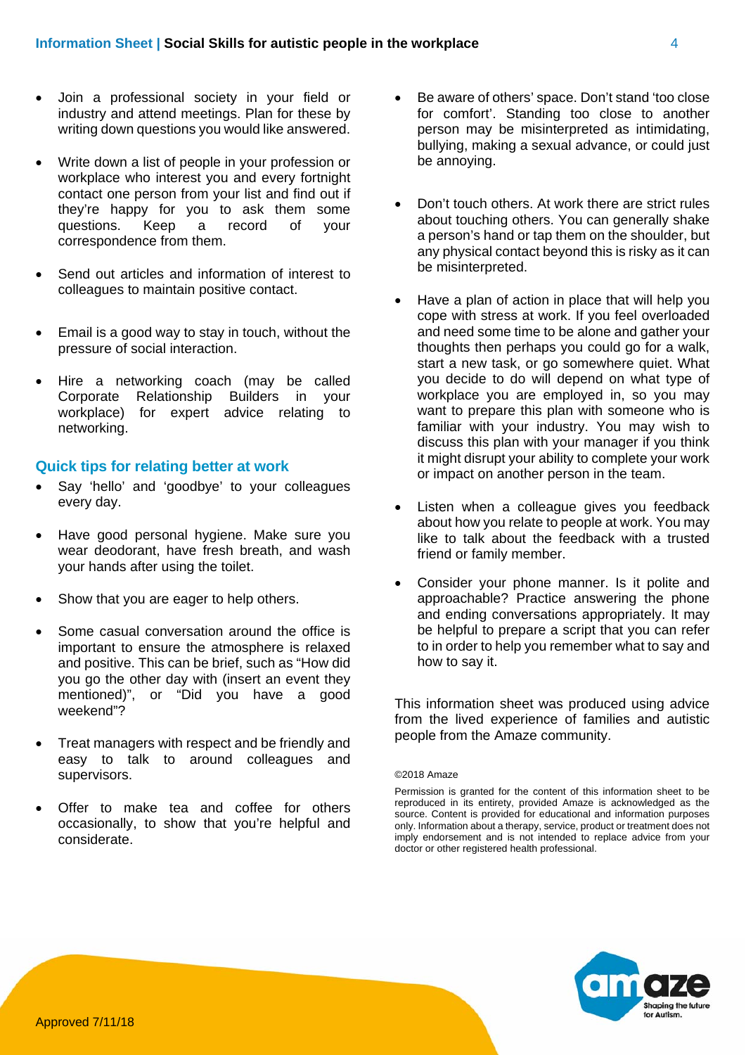- Join a professional society in your field or industry and attend meetings. Plan for these by writing down questions you would like answered.

- Write down a list of people in your profession or workplace who interest you and every fortnight contact one person from your list and find out if they're happy for you to ask them some questions. Keep a record of your correspondence from them.

- Send out articles and information of interest to colleagues to maintain positive contact.

- Email is a good way to stay in touch, without the pressure of social interaction.

- Hire a networking coach (may be called Corporate Relationship Builders in your workplace) for expert advice relating to networking.

## Quick tips for relating better at work

- Say 'hello' and 'goodbye' to your colleagues every day.

- Have good personal hygiene. Make sure you wear deodorant, have fresh breath, and wash your hands after using the toilet.

- Show that you are eager to help others.

- Some casual conversation around the office is important to ensure the atmosphere is relaxed and positive. This can be brief, such as "How did you go the other day with (insert an event they mentioned)", or "Did you have a good weekend"?

- Treat managers with respect and be friendly and easy to talk to around colleagues and supervisors.

- Offer to make tea and coffee for others occasionally, to show that you're helpful and considerate.

- Be aware of others' space. Don't stand 'too close for comfort'. Standing too close to another person may be misinterpreted as intimidating, bullying, making a sexual advance, or could just be annoying.

- Don't touch others. At work there are strict rules about touching others. You can generally shake a person's hand or tap them on the shoulder, but any physical contact beyond this is risky as it can be misinterpreted.

- Have a plan of action in place that will help you cope with stress at work. If you feel overloaded and need some time to be alone and gather your thoughts then perhaps you could go for a walk, start a new task, or go somewhere quiet. What you decide to do will depend on what type of workplace you are employed in, so you may want to prepare this plan with someone who is familiar with your industry. You may wish to discuss this plan with your manager if you think it might disrupt your ability to complete your work or impact on another person in the team.

- Listen when a colleague gives you feedback about how you relate to people at work. You may like to talk about the feedback with a trusted friend or family member.

- Consider your phone manner. Is it polite and approachable? Practice answering the phone and ending conversations appropriately. It may be helpful to prepare a script that you can refer to in order to help you remember what to say and how to say it.

This information sheet was produced using advice from the lived experience of families and autistic people from the Amaze community.

©2018 Amaze

Permission is granted for the content of this information sheet to be reproduced in its entirety, provided Amaze is acknowledged as the source. Content is provided for educational and information purposes only. Information about a therapy, service, product or treatment does not imply endorsement and is not intended to replace advice from your doctor or other registered health professional.

amaze Shaping the future for Autism.

Approved 7/11/18